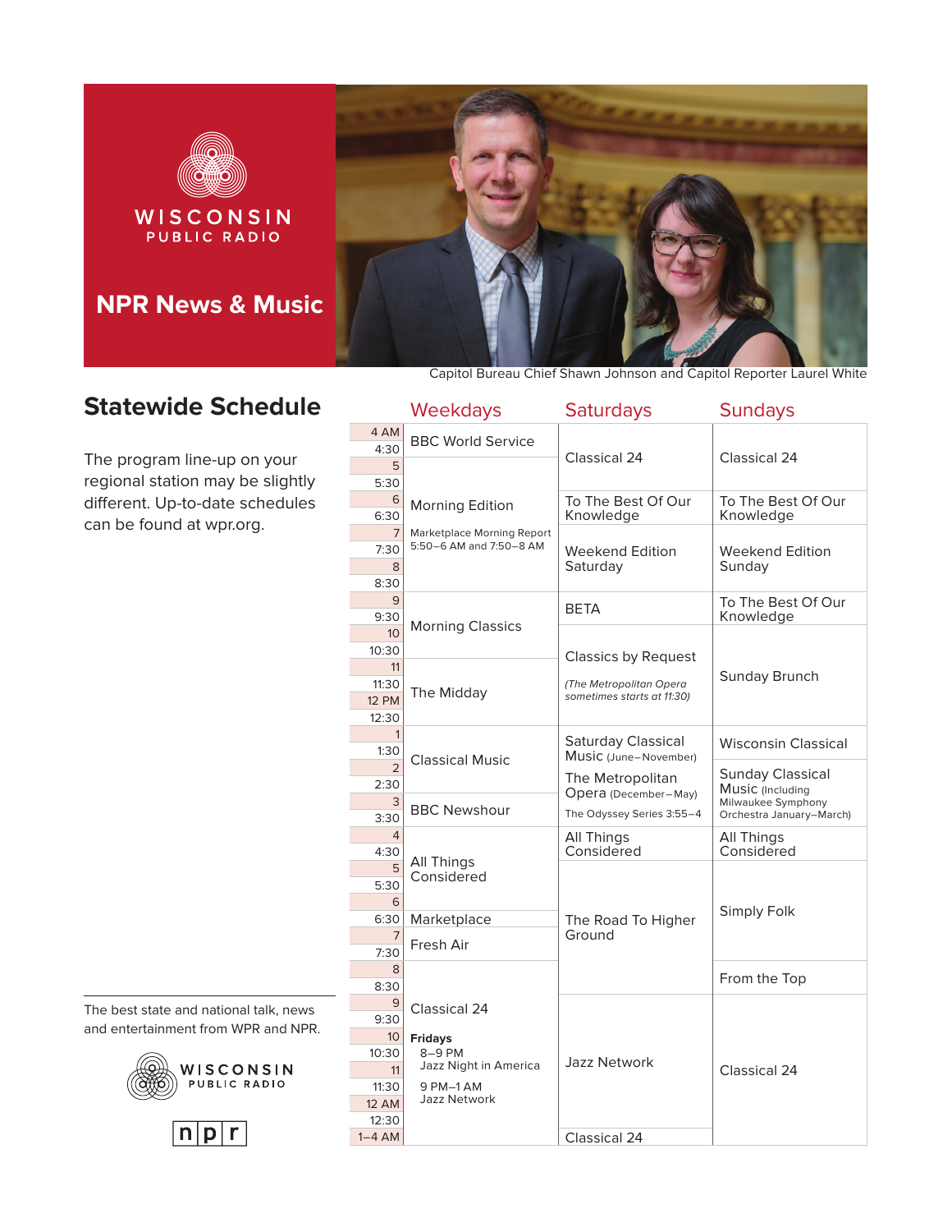WISCONSIN PUBLIC RADIO

## NPR News & Music

Capitol Bureau Chief Shawn Johnson and Capitol Reporter Laurel White

# Statewide Schedule

The program line-up on your regional station may be slightly different. Up-to-date schedules can be found at wpr.org.

| Time | Weekdays | Saturdays | Sundays |
|---|---|---|---|
| 4 AM | BBC World Service | Classical 24 | Classical 24 |
| 4:30 | BBC World Service | Classical 24 | Classical 24 |
| 5 | Morning Edition (Marketplace Morning Report 5:50–6 AM and 7:50–8 AM) | Classical 24 | Classical 24 |
| 5:30 | Morning Edition | Classical 24 | Classical 24 |
| 6 | Morning Edition | To The Best Of Our Knowledge | To The Best Of Our Knowledge |
| 6:30 | Morning Edition | To The Best Of Our Knowledge | To The Best Of Our Knowledge |
| 7 | Morning Edition | Weekend Edition Saturday | Weekend Edition Sunday |
| 7:30 | Morning Edition | Weekend Edition Saturday | Weekend Edition Sunday |
| 8 | Morning Edition | Weekend Edition Saturday | Weekend Edition Sunday |
| 8:30 | Morning Edition | Weekend Edition Saturday | Weekend Edition Sunday |
| 9 | Morning Classics | BETA | To The Best Of Our Knowledge |
| 9:30 | Morning Classics | BETA | To The Best Of Our Knowledge |
| 10 | Morning Classics | Classics by Request (*The Metropolitan Opera sometimes starts at 11:30*) | Sunday Brunch |
| 10:30 | Morning Classics | Classics by Request | Sunday Brunch |
| 11 | The Midday | Classics by Request | Sunday Brunch |
| 11:30 | The Midday | Classics by Request | Sunday Brunch |
| 12 PM | The Midday | Classics by Request | Sunday Brunch |
| 12:30 | The Midday | Classics by Request | Sunday Brunch |
| 1 | Classical Music | Saturday Classical Music (June–November) / The Metropolitan Opera (December–May) | Wisconsin Classical |
| 1:30 | Classical Music | Saturday Classical Music / The Metropolitan Opera | Wisconsin Classical |
| 2 | Classical Music | Saturday Classical Music / The Metropolitan Opera | Sunday Classical Music (Including Milwaukee Symphony Orchestra January–March) |
| 2:30 | Classical Music | Saturday Classical Music / The Metropolitan Opera | Sunday Classical Music |
| 3 | BBC Newshour | The Odyssey Series 3:55–4 | Sunday Classical Music |
| 3:30 | BBC Newshour | The Odyssey Series 3:55–4 | Sunday Classical Music |
| 4 | All Things Considered | All Things Considered | All Things Considered |
| 4:30 | All Things Considered | All Things Considered | All Things Considered |
| 5 | All Things Considered | The Road To Higher Ground | Simply Folk |
| 5:30 | All Things Considered | The Road To Higher Ground | Simply Folk |
| 6 | All Things Considered | The Road To Higher Ground | Simply Folk |
| 6:30 | Marketplace | The Road To Higher Ground | Simply Folk |
| 7 | Fresh Air | The Road To Higher Ground | Simply Folk |
| 7:30 | Fresh Air | The Road To Higher Ground | Simply Folk |
| 8 | Classical 24 (**Fridays** 8–9 PM Jazz Night in America; 9 PM–1 AM Jazz Network) | The Road To Higher Ground | From the Top |
| 8:30 | Classical 24 | The Road To Higher Ground | From the Top |
| 9 | Classical 24 | Jazz Network | Classical 24 |
| 9:30 | Classical 24 | Jazz Network | Classical 24 |
| 10 | Classical 24 | Jazz Network | Classical 24 |
| 10:30 | Classical 24 | Jazz Network | Classical 24 |
| 11 | Classical 24 | Jazz Network | Classical 24 |
| 11:30 | Classical 24 | Jazz Network | Classical 24 |
| 12 AM | Classical 24 | Jazz Network | Classical 24 |
| 12:30 | Classical 24 | Jazz Network | Classical 24 |
| 1–4 AM | Classical 24 | Classical 24 | Classical 24 |

The best state and national talk, news and entertainment from WPR and NPR.

WISCONSIN PUBLIC RADIO

npr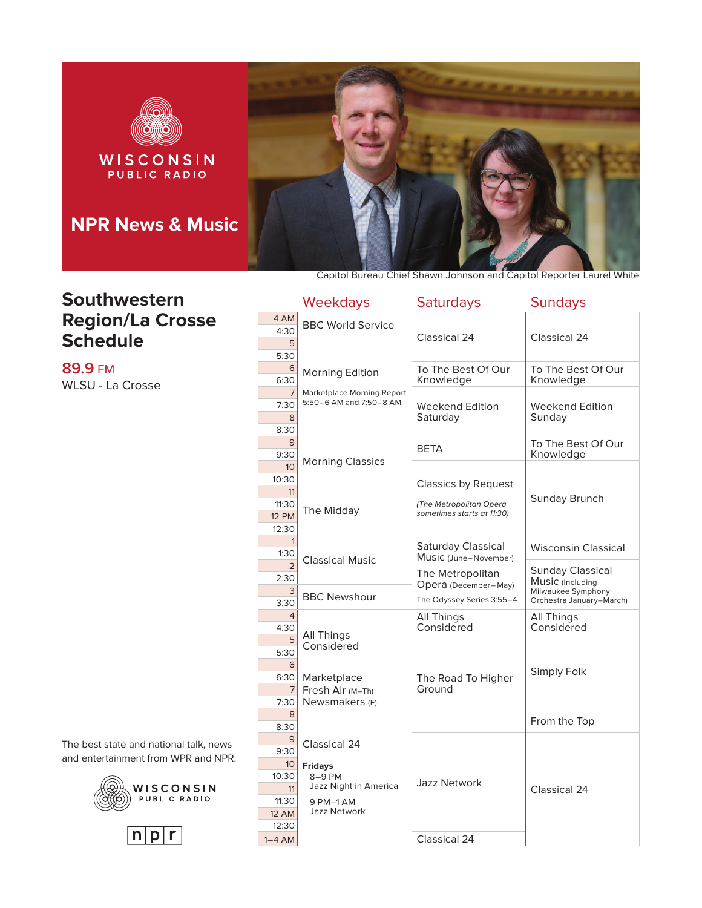WISCONSIN PUBLIC RADIO

## NPR News & Music

Capitol Bureau Chief Shawn Johnson and Capitol Reporter Laurel White

# Southwestern Region/La Crosse Schedule

**89.9 FM**
WLSU - La Crosse

| Time | Weekdays | Saturdays | Sundays |
|---|---|---|---|
| 4 AM | BBC World Service | Classical 24 | Classical 24 |
| 4:30 | | | |
| 5 | Morning Edition<br>Marketplace Morning Report 5:50–6 AM and 7:50–8 AM | | |
| 5:30 | | | |
| 6 | | To The Best Of Our Knowledge | To The Best Of Our Knowledge |
| 6:30 | | | |
| 7 | | Weekend Edition Saturday | Weekend Edition Sunday |
| 7:30 | | | |
| 8 | | | |
| 8:30 | | | |
| 9 | Morning Classics | BETA | To The Best Of Our Knowledge |
| 9:30 | | | |
| 10 | | Classics by Request<br>*(The Metropolitan Opera sometimes starts at 11:30)* | Sunday Brunch |
| 10:30 | | | |
| 11 | The Midday | | |
| 11:30 | | | |
| 12 PM | | | |
| 12:30 | | | |
| 1 | Classical Music | Saturday Classical Music (June–November)<br>The Metropolitan Opera (December–May)<br>The Odyssey Series 3:55–4 | Wisconsin Classical |
| 1:30 | | | |
| 2 | | | Sunday Classical Music (Including Milwaukee Symphony Orchestra January–March) |
| 2:30 | | | |
| 3 | BBC Newshour | | |
| 3:30 | | | |
| 4 | All Things Considered | All Things Considered | All Things Considered |
| 4:30 | | | |
| 5 | | The Road To Higher Ground | Simply Folk |
| 5:30 | | | |
| 6 | | | |
| 6:30 | Marketplace | | |
| 7 | Fresh Air (M–Th)<br>Newsmakers (F) | | |
| 7:30 | | | |
| 8 | Classical 24<br>**Fridays**<br>8–9 PM Jazz Night in America<br>9 PM–1 AM Jazz Network | | From the Top |
| 8:30 | | | |
| 9 | | Jazz Network | Classical 24 |
| 9:30 | | | |
| 10 | | | |
| 10:30 | | | |
| 11 | | | |
| 11:30 | | | |
| 12 AM | | | |
| 12:30 | | | |
| 1–4 AM | | Classical 24 | |

The best state and national talk, news and entertainment from WPR and NPR.

WISCONSIN PUBLIC RADIO

npr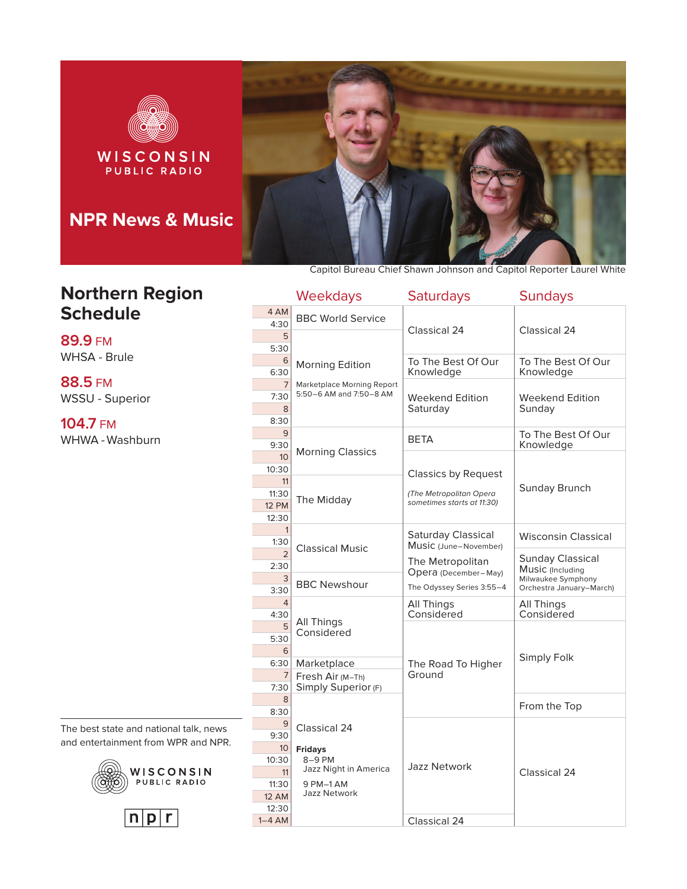WISCONSIN PUBLIC RADIO

**NPR News & Music**

Capitol Bureau Chief Shawn Johnson and Capitol Reporter Laurel White

# Northern Region Schedule

**89.9** FM
WHSA - Brule

**88.5** FM
WSSU - Superior

**104.7** FM
WHWA - Washburn

| Time | Weekdays | Saturdays | Sundays |
|---|---|---|---|
| 4 AM | BBC World Service | Classical 24 | Classical 24 |
| 4:30 | BBC World Service | Classical 24 | Classical 24 |
| 5 | Morning Edition | Classical 24 | Classical 24 |
| 5:30 | Morning Edition | Classical 24 | Classical 24 |
| 6 | Morning Edition | To The Best Of Our Knowledge | To The Best Of Our Knowledge |
| 6:30 | Morning Edition | To The Best Of Our Knowledge | To The Best Of Our Knowledge |
| 7 | Morning Edition (Marketplace Morning Report 5:50–6 AM and 7:50–8 AM) | Weekend Edition Saturday | Weekend Edition Sunday |
| 7:30 | Morning Edition | Weekend Edition Saturday | Weekend Edition Sunday |
| 8 | Morning Edition | Weekend Edition Saturday | Weekend Edition Sunday |
| 8:30 | Morning Edition | Weekend Edition Saturday | Weekend Edition Sunday |
| 9 | Morning Classics | BETA | To The Best Of Our Knowledge |
| 9:30 | Morning Classics | BETA | To The Best Of Our Knowledge |
| 10 | Morning Classics | Classics by Request (*The Metropolitan Opera sometimes starts at 11:30*) | Sunday Brunch |
| 10:30 | Morning Classics | Classics by Request | Sunday Brunch |
| 11 | The Midday | Classics by Request | Sunday Brunch |
| 11:30 | The Midday | Classics by Request | Sunday Brunch |
| 12 PM | The Midday | Classics by Request | Sunday Brunch |
| 12:30 | The Midday | Classics by Request | Sunday Brunch |
| 1 | Classical Music | Saturday Classical Music (June–November) | Wisconsin Classical |
| 1:30 | Classical Music | Saturday Classical Music (June–November) / The Metropolitan Opera (December–May) | Wisconsin Classical |
| 2 | Classical Music | The Metropolitan Opera (December–May) | Sunday Classical Music (Including Milwaukee Symphony Orchestra January–March) |
| 2:30 | Classical Music | The Metropolitan Opera (December–May) | Sunday Classical Music |
| 3 | BBC Newshour | The Odyssey Series 3:55–4 | Sunday Classical Music |
| 3:30 | BBC Newshour | The Odyssey Series 3:55–4 | Sunday Classical Music |
| 4 | All Things Considered | All Things Considered | All Things Considered |
| 4:30 | All Things Considered | All Things Considered | All Things Considered |
| 5 | All Things Considered | The Road To Higher Ground | Simply Folk |
| 5:30 | All Things Considered | The Road To Higher Ground | Simply Folk |
| 6 | All Things Considered | The Road To Higher Ground | Simply Folk |
| 6:30 | Marketplace | The Road To Higher Ground | Simply Folk |
| 7 | Fresh Air (M–Th) | The Road To Higher Ground | Simply Folk |
| 7:30 | Simply Superior (F) | The Road To Higher Ground | Simply Folk |
| 8 | Classical 24 | The Road To Higher Ground | From the Top |
| 8:30 | Classical 24 | The Road To Higher Ground | From the Top |
| 9 | Classical 24 | Jazz Network | Classical 24 |
| 9:30 | Classical 24 | Jazz Network | Classical 24 |
| 10 | Classical 24 / **Fridays** 8–9 PM Jazz Night in America; 9 PM–1 AM Jazz Network | Jazz Network | Classical 24 |
| 10:30 | Classical 24 | Jazz Network | Classical 24 |
| 11 | Classical 24 | Jazz Network | Classical 24 |
| 11:30 | Classical 24 | Jazz Network | Classical 24 |
| 12 AM | Classical 24 | Jazz Network | Classical 24 |
| 12:30 | Classical 24 | Jazz Network | Classical 24 |
| 1–4 AM | Classical 24 | Classical 24 | Classical 24 |

The best state and national talk, news and entertainment from WPR and NPR.

WISCONSIN PUBLIC RADIO

npr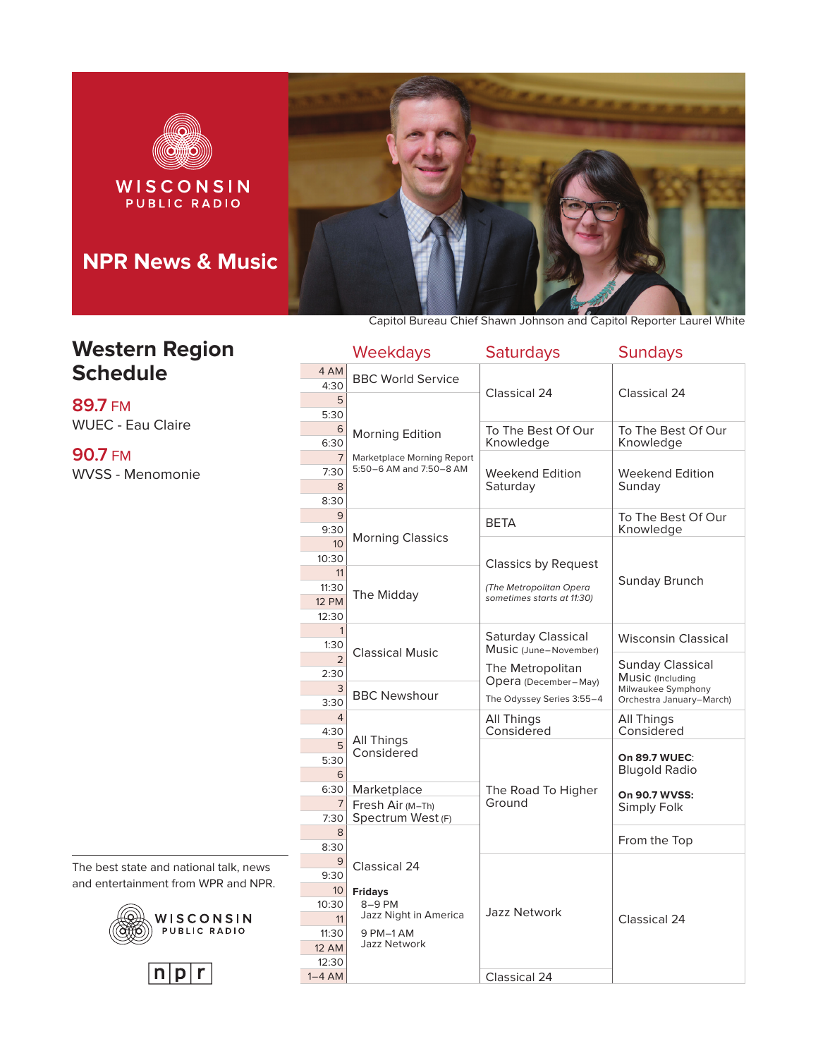WISCONSIN PUBLIC RADIO

## NPR News & Music

Capitol Bureau Chief Shawn Johnson and Capitol Reporter Laurel White

# Western Region Schedule

**89.7 FM**
WUEC - Eau Claire

**90.7 FM**
WVSS - Menomonie

| Time | Weekdays | Saturdays | Sundays |
|---|---|---|---|
| 4 AM | BBC World Service | Classical 24 | Classical 24 |
| 4:30 | | | |
| 5 | Morning Edition<br>Marketplace Morning Report 5:50–6 AM and 7:50–8 AM | | |
| 5:30 | | | |
| 6 | | To The Best Of Our Knowledge | To The Best Of Our Knowledge |
| 6:30 | | | |
| 7 | | Weekend Edition Saturday | Weekend Edition Sunday |
| 7:30 | | | |
| 8 | | | |
| 8:30 | | | |
| 9 | Morning Classics | BETA | To The Best Of Our Knowledge |
| 9:30 | | | |
| 10 | | Classics by Request<br>*(The Metropolitan Opera sometimes starts at 11:30)* | Sunday Brunch |
| 10:30 | | | |
| 11 | The Midday | | |
| 11:30 | | | |
| 12 PM | | | |
| 12:30 | | | |
| 1 | Classical Music | Saturday Classical Music (June–November)<br>The Metropolitan Opera (December–May)<br>The Odyssey Series 3:55–4 | Wisconsin Classical |
| 1:30 | | | |
| 2 | | | Sunday Classical Music (Including Milwaukee Symphony Orchestra January–March) |
| 2:30 | | | |
| 3 | BBC Newshour | | |
| 3:30 | | | |
| 4 | All Things Considered | All Things Considered | All Things Considered |
| 4:30 | | | |
| 5 | | The Road To Higher Ground | **On 89.7 WUEC**: Blugold Radio<br>**On 90.7 WVSS:** Simply Folk |
| 5:30 | | | |
| 6 | | | |
| 6:30 | Marketplace | | |
| 7 | Fresh Air (M–Th)<br>Spectrum West (F) | | |
| 7:30 | | | |
| 8 | Classical 24<br>**Fridays**<br>8–9 PM Jazz Night in America<br>9 PM–1 AM Jazz Network | | From the Top |
| 8:30 | | | |
| 9 | | Jazz Network | Classical 24 |
| 9:30 | | | |
| 10 | | | |
| 10:30 | | | |
| 11 | | | |
| 11:30 | | | |
| 12 AM | | | |
| 12:30 | | | |
| 1–4 AM | | Classical 24 | |

The best state and national talk, news and entertainment from WPR and NPR.

WISCONSIN PUBLIC RADIO

npr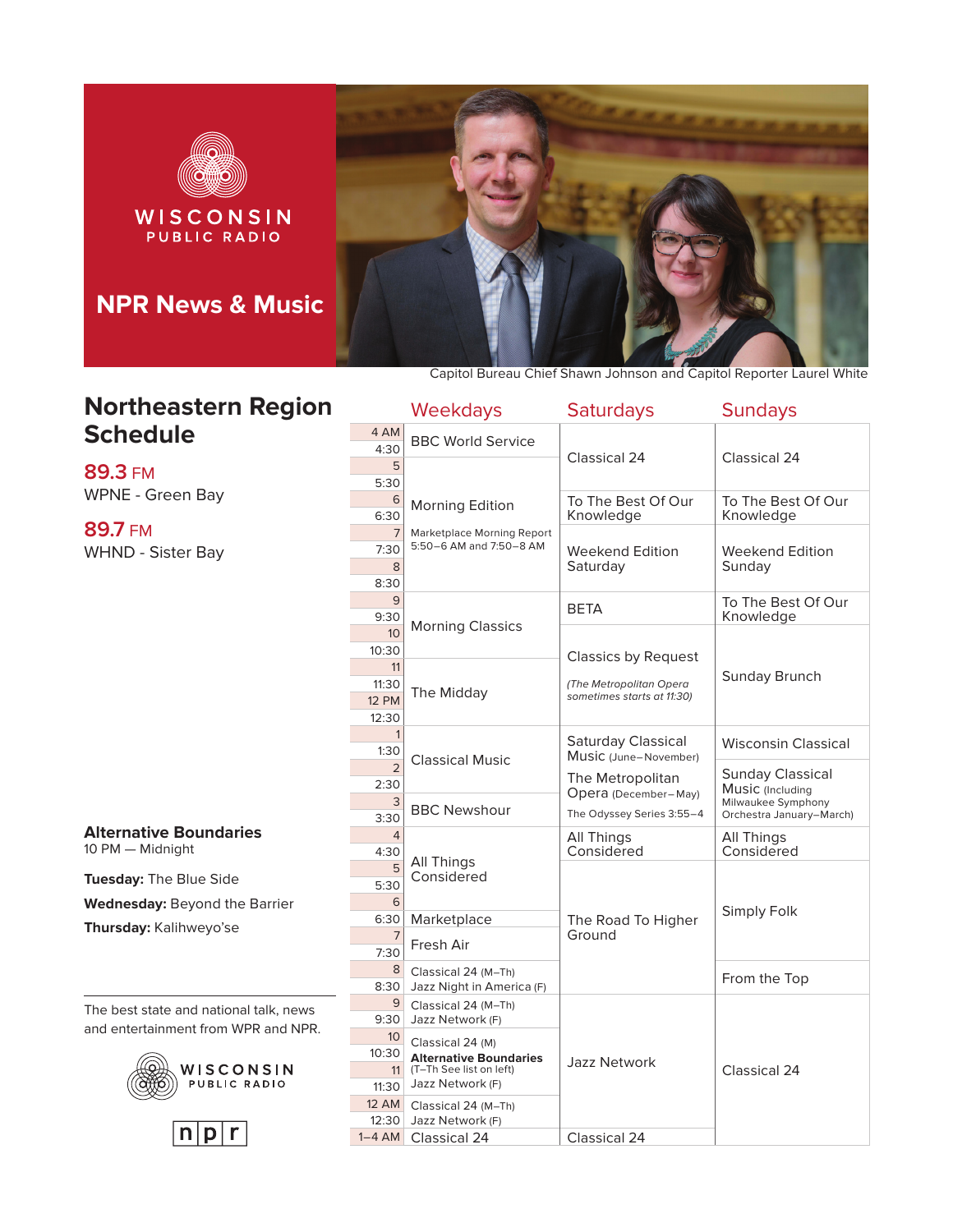WISCONSIN PUBLIC RADIO

## NPR News & Music

Capitol Bureau Chief Shawn Johnson and Capitol Reporter Laurel White

# Northeastern Region Schedule

**89.3 FM**
WPNE - Green Bay

**89.7 FM**
WHND - Sister Bay

| Time | Weekdays | Saturdays | Sundays |
|---|---|---|---|
| 4 AM | BBC World Service | Classical 24 | Classical 24 |
| 4:30 | BBC World Service | Classical 24 | Classical 24 |
| 5 | Morning Edition | Classical 24 | Classical 24 |
| 5:30 | Morning Edition | Classical 24 | Classical 24 |
| 6 | Morning Edition | To The Best Of Our Knowledge | To The Best Of Our Knowledge |
| 6:30 | Morning Edition | To The Best Of Our Knowledge | To The Best Of Our Knowledge |
| 7 | Morning Edition (Marketplace Morning Report 5:50–6 AM and 7:50–8 AM) | Weekend Edition Saturday | Weekend Edition Sunday |
| 7:30 | Morning Edition | Weekend Edition Saturday | Weekend Edition Sunday |
| 8 | Morning Edition | Weekend Edition Saturday | Weekend Edition Sunday |
| 8:30 | Morning Edition | Weekend Edition Saturday | Weekend Edition Sunday |
| 9 | Morning Classics | BETA | To The Best Of Our Knowledge |
| 9:30 | Morning Classics | BETA | To The Best Of Our Knowledge |
| 10 | Morning Classics | Classics by Request *(The Metropolitan Opera sometimes starts at 11:30)* | Sunday Brunch |
| 10:30 | Morning Classics | Classics by Request | Sunday Brunch |
| 11 | The Midday | Classics by Request | Sunday Brunch |
| 11:30 | The Midday | Classics by Request | Sunday Brunch |
| 12 PM | The Midday | Classics by Request | Sunday Brunch |
| 12:30 | The Midday | Classics by Request | Sunday Brunch |
| 1 | Classical Music | Saturday Classical Music (June–November) | Wisconsin Classical |
| 1:30 | Classical Music | Saturday Classical Music (June–November) | Wisconsin Classical |
| 2 | Classical Music | The Metropolitan Opera (December–May) | Sunday Classical Music (Including Milwaukee Symphony Orchestra January–March) |
| 2:30 | Classical Music | The Metropolitan Opera (December–May) | Sunday Classical Music |
| 3 | BBC Newshour | The Odyssey Series 3:55–4 | Sunday Classical Music |
| 3:30 | BBC Newshour | | Sunday Classical Music |
| 4 | All Things Considered | All Things Considered | All Things Considered |
| 4:30 | All Things Considered | All Things Considered | All Things Considered |
| 5 | All Things Considered | The Road To Higher Ground | Simply Folk |
| 5:30 | All Things Considered | The Road To Higher Ground | Simply Folk |
| 6 | All Things Considered | The Road To Higher Ground | Simply Folk |
| 6:30 | Marketplace | The Road To Higher Ground | Simply Folk |
| 7 | Fresh Air | The Road To Higher Ground | Simply Folk |
| 7:30 | Fresh Air | The Road To Higher Ground | Simply Folk |
| 8 | Classical 24 (M–Th) / Jazz Night in America (F) | The Road To Higher Ground | From the Top |
| 8:30 | Classical 24 (M–Th) / Jazz Night in America (F) | The Road To Higher Ground | From the Top |
| 9 | Classical 24 (M–Th) / Jazz Network (F) | Jazz Network | Classical 24 |
| 9:30 | Classical 24 (M–Th) / Jazz Network (F) | Jazz Network | Classical 24 |
| 10 | Classical 24 (M) / **Alternative Boundaries** (T–Th See list on left) / Jazz Network (F) | Jazz Network | Classical 24 |
| 10:30 | Classical 24 (M) / **Alternative Boundaries** (T–Th) / Jazz Network (F) | Jazz Network | Classical 24 |
| 11 | Classical 24 (M) / **Alternative Boundaries** (T–Th) / Jazz Network (F) | Jazz Network | Classical 24 |
| 11:30 | Classical 24 (M) / **Alternative Boundaries** (T–Th) / Jazz Network (F) | Jazz Network | Classical 24 |
| 12 AM | Classical 24 (M–Th) / Jazz Network (F) | Jazz Network | Classical 24 |
| 12:30 | Classical 24 (M–Th) / Jazz Network (F) | Jazz Network | Classical 24 |
| 1–4 AM | Classical 24 | Classical 24 | Classical 24 |

### Alternative Boundaries

10 PM — Midnight

**Tuesday:** The Blue Side

**Wednesday:** Beyond the Barrier

**Thursday:** Kalihweyo'se

The best state and national talk, news and entertainment from WPR and NPR.

WISCONSIN PUBLIC RADIO

npr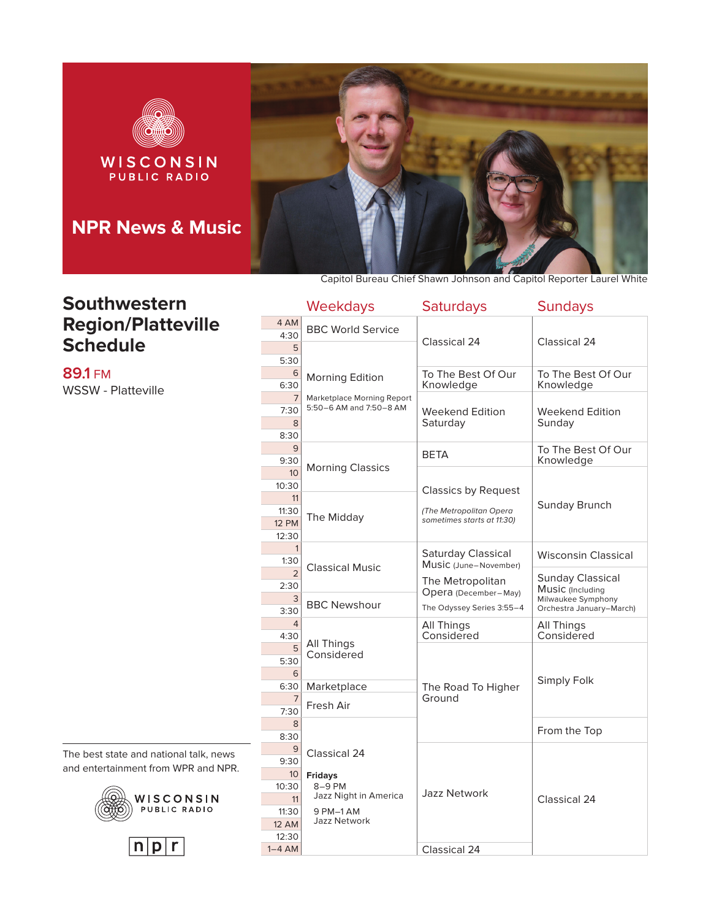WISCONSIN PUBLIC RADIO

## NPR News & Music

Capitol Bureau Chief Shawn Johnson and Capitol Reporter Laurel White

# Southwestern Region/Platteville Schedule

**89.1** FM
WSSW - Platteville

| Time | Weekdays | Saturdays | Sundays |
|---|---|---|---|
| 4 AM | BBC World Service | Classical 24 | Classical 24 |
| 4:30 | | | |
| 5 | Morning Edition<br>Marketplace Morning Report 5:50–6 AM and 7:50–8 AM | | |
| 5:30 | | | |
| 6 | | To The Best Of Our Knowledge | To The Best Of Our Knowledge |
| 6:30 | | | |
| 7 | | Weekend Edition Saturday | Weekend Edition Sunday |
| 7:30 | | | |
| 8 | | | |
| 8:30 | | | |
| 9 | Morning Classics | BETA | To The Best Of Our Knowledge |
| 9:30 | | | |
| 10 | | Classics by Request<br>*(The Metropolitan Opera sometimes starts at 11:30)* | Sunday Brunch |
| 10:30 | | | |
| 11 | The Midday | | |
| 11:30 | | | |
| 12 PM | | | |
| 12:30 | | | |
| 1 | Classical Music | Saturday Classical Music (June–November)<br>The Metropolitan Opera (December–May)<br>The Odyssey Series 3:55–4 | Wisconsin Classical |
| 1:30 | | | |
| 2 | | | Sunday Classical Music (Including Milwaukee Symphony Orchestra January–March) |
| 2:30 | | | |
| 3 | BBC Newshour | | |
| 3:30 | | | |
| 4 | All Things Considered | All Things Considered | All Things Considered |
| 4:30 | | | |
| 5 | | The Road To Higher Ground | Simply Folk |
| 5:30 | | | |
| 6 | | | |
| 6:30 | Marketplace | | |
| 7 | Fresh Air | | |
| 7:30 | | | |
| 8 | Classical 24<br>**Fridays**<br>8–9 PM Jazz Night in America<br>9 PM–1 AM Jazz Network | | From the Top |
| 8:30 | | | |
| 9 | | Jazz Network | Classical 24 |
| 9:30 | | | |
| 10 | | | |
| 10:30 | | | |
| 11 | | | |
| 11:30 | | | |
| 12 AM | | | |
| 12:30 | | | |
| 1–4 AM | | Classical 24 | |

The best state and national talk, news and entertainment from WPR and NPR.

WISCONSIN PUBLIC RADIO

npr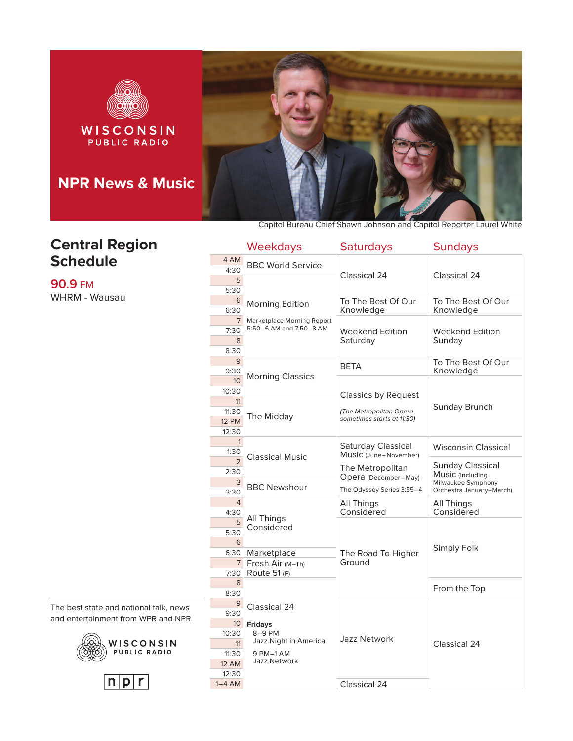WISCONSIN PUBLIC RADIO

## NPR News & Music

Capitol Bureau Chief Shawn Johnson and Capitol Reporter Laurel White

# Central Region Schedule

**90.9 FM**
WHRM - Wausau

| Time | Weekdays | Saturdays | Sundays |
|---|---|---|---|
| 4 AM–5 AM | BBC World Service | Classical 24 | Classical 24 |
| 5 AM–6 AM | Morning Edition | Classical 24 | Classical 24 |
| 6 AM–7 AM | Morning Edition | To The Best Of Our Knowledge | To The Best Of Our Knowledge |
| 7 AM–9 AM | Morning Edition; Marketplace Morning Report 5:50–6 AM and 7:50–8 AM | Weekend Edition Saturday | Weekend Edition Sunday |
| 9 AM–10 AM | Morning Classics | BETA | To The Best Of Our Knowledge |
| 10 AM–11 AM | Morning Classics | Classics by Request | Sunday Brunch |
| 11 AM–1 PM | The Midday | Classics by Request *(The Metropolitan Opera sometimes starts at 11:30)* | Sunday Brunch |
| 1 PM–2 PM | Classical Music | Saturday Classical Music (June–November) | Wisconsin Classical |
| 2 PM–3 PM | Classical Music | The Metropolitan Opera (December–May) | Sunday Classical Music (Including Milwaukee Symphony Orchestra January–March) |
| 3 PM–4 PM | BBC Newshour | The Odyssey Series 3:55–4 | Sunday Classical Music |
| 4 PM–5 PM | All Things Considered | All Things Considered | All Things Considered |
| 5 PM–6:30 PM | All Things Considered | The Road To Higher Ground | Simply Folk |
| 6:30 PM–7 PM | Marketplace | The Road To Higher Ground | Simply Folk |
| 7 PM–8 PM | Fresh Air (M–Th) / Route 51 (F) | The Road To Higher Ground | Simply Folk |
| 8 PM–9 PM | Classical 24 | The Road To Higher Ground | From the Top |
| 9 PM–1 AM | Classical 24; **Fridays** 8–9 PM Jazz Night in America, 9 PM–1 AM Jazz Network | Jazz Network | Classical 24 |
| 1–4 AM | Classical 24 | Classical 24 | Classical 24 |

The best state and national talk, news and entertainment from WPR and NPR.

WISCONSIN PUBLIC RADIO

npr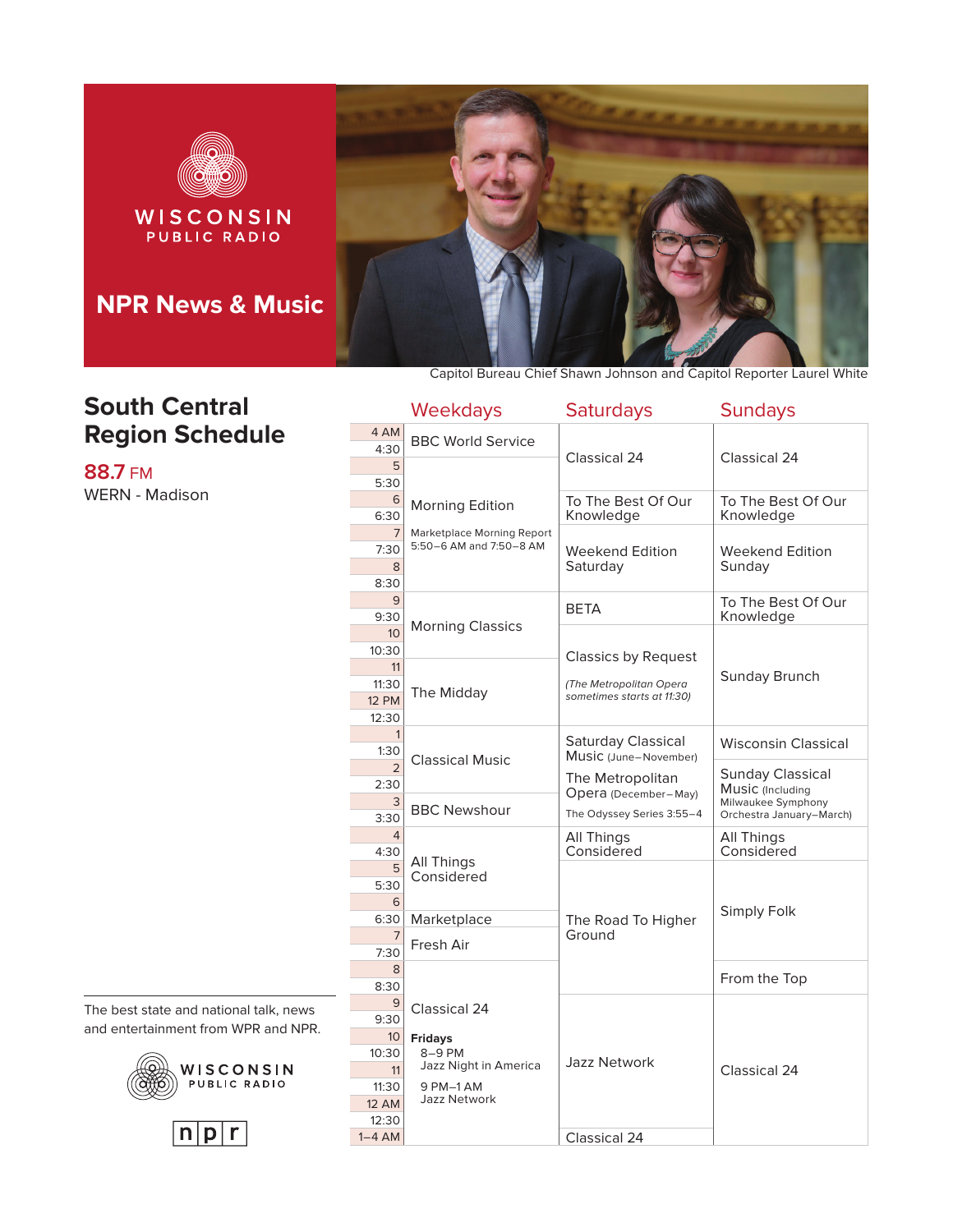WISCONSIN PUBLIC RADIO

## NPR News & Music

Capitol Bureau Chief Shawn Johnson and Capitol Reporter Laurel White

# South Central Region Schedule

**88.7 FM**
WERN - Madison

| | Weekdays | Saturdays | Sundays |
|---|---|---|---|
| 4 AM | BBC World Service | Classical 24 | Classical 24 |
| 4:30 | BBC World Service | Classical 24 | Classical 24 |
| 5 | Morning Edition | Classical 24 | Classical 24 |
| 5:30 | Morning Edition | Classical 24 | Classical 24 |
| 6 | Morning Edition | To The Best Of Our Knowledge | To The Best Of Our Knowledge |
| 6:30 | Morning Edition | To The Best Of Our Knowledge | To The Best Of Our Knowledge |
| 7 | Morning Edition (Marketplace Morning Report 5:50–6 AM and 7:50–8 AM) | Weekend Edition Saturday | Weekend Edition Sunday |
| 7:30 | Morning Edition | Weekend Edition Saturday | Weekend Edition Sunday |
| 8 | Morning Edition | Weekend Edition Saturday | Weekend Edition Sunday |
| 8:30 | Morning Edition | Weekend Edition Saturday | Weekend Edition Sunday |
| 9 | Morning Classics | BETA | To The Best Of Our Knowledge |
| 9:30 | Morning Classics | BETA | To The Best Of Our Knowledge |
| 10 | Morning Classics | Classics by Request (*The Metropolitan Opera sometimes starts at 11:30*) | Sunday Brunch |
| 10:30 | Morning Classics | Classics by Request | Sunday Brunch |
| 11 | The Midday | Classics by Request | Sunday Brunch |
| 11:30 | The Midday | Classics by Request | Sunday Brunch |
| 12 PM | The Midday | Classics by Request | Sunday Brunch |
| 12:30 | The Midday | Classics by Request | Sunday Brunch |
| 1 | Classical Music | Saturday Classical Music (June–November) / The Metropolitan Opera (December–May) | Wisconsin Classical |
| 1:30 | Classical Music | Saturday Classical Music / The Metropolitan Opera | Wisconsin Classical |
| 2 | Classical Music | Saturday Classical Music / The Metropolitan Opera | Sunday Classical Music (Including Milwaukee Symphony Orchestra January–March) |
| 2:30 | Classical Music | Saturday Classical Music / The Metropolitan Opera | Sunday Classical Music |
| 3 | BBC Newshour | Saturday Classical Music / The Metropolitan Opera (The Odyssey Series 3:55–4) | Sunday Classical Music |
| 3:30 | BBC Newshour | Saturday Classical Music / The Metropolitan Opera | Sunday Classical Music |
| 4 | All Things Considered | All Things Considered | All Things Considered |
| 4:30 | All Things Considered | All Things Considered | All Things Considered |
| 5 | All Things Considered | The Road To Higher Ground | Simply Folk |
| 5:30 | All Things Considered | The Road To Higher Ground | Simply Folk |
| 6 | All Things Considered | The Road To Higher Ground | Simply Folk |
| 6:30 | Marketplace | The Road To Higher Ground | Simply Folk |
| 7 | Fresh Air | The Road To Higher Ground | Simply Folk |
| 7:30 | Fresh Air | The Road To Higher Ground | Simply Folk |
| 8 | Classical 24 | The Road To Higher Ground | From the Top |
| 8:30 | Classical 24 | The Road To Higher Ground | From the Top |
| 9 | Classical 24 | Jazz Network | Classical 24 |
| 9:30 | Classical 24 | Jazz Network | Classical 24 |
| 10 | Classical 24 (**Fridays** 8–9 PM Jazz Night in America; 9 PM–1 AM Jazz Network) | Jazz Network | Classical 24 |
| 10:30 | Classical 24 | Jazz Network | Classical 24 |
| 11 | Classical 24 | Jazz Network | Classical 24 |
| 11:30 | Classical 24 | Jazz Network | Classical 24 |
| 12 AM | Classical 24 | Jazz Network | Classical 24 |
| 12:30 | Classical 24 | Jazz Network | Classical 24 |
| 1–4 AM | Classical 24 | Classical 24 | Classical 24 |

The best state and national talk, news and entertainment from WPR and NPR.

WISCONSIN PUBLIC RADIO

npr